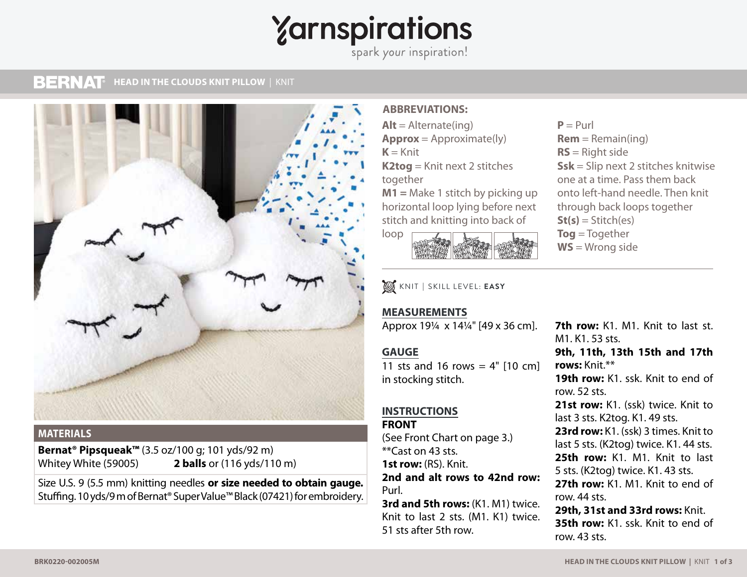# Yarnspirations

spark your inspiration!

**BERNAT** HEAD IN THE CLOUDS KNIT PILLOW | KNIT

## MATERIALS

**Bernat® Pipsqueak™** (3.5 oz/100 g; 101 yds/92 m)
Whitey White (59005) **2 balls** or (116 yds/110 m)

Size U.S. 9 (5.5 mm) knitting needles **or size needed to obtain gauge.** Stuffing. 10 yds/9 m of Bernat® Super Value™ Black (07421) for embroidery.

## ABBREVIATIONS:

**Alt** = Alternate(ing)
**Approx** = Approximate(ly)
**K** = Knit
**K2tog** = Knit next 2 stitches together
**M1 =** Make 1 stitch by picking up horizontal loop lying before next stitch and knitting into back of loop
**P** = Purl
**Rem** = Remain(ing)
**RS** = Right side
**Ssk** = Slip next 2 stitches knitwise one at a time. Pass them back onto left-hand needle. Then knit through back loops together
**St(s)** = Stitch(es)
**Tog** = Together
**WS** = Wrong side

KNIT | SKILL LEVEL: **EASY**

## MEASUREMENTS

Approx 19¼ x 14¼" [49 x 36 cm].

## GAUGE

11 sts and 16 rows = 4" [10 cm] in stocking stitch.

## INSTRUCTIONS

### FRONT

(See Front Chart on page 3.)

**Cast on 43 sts.

**1st row:** (RS). Knit.

**2nd and alt rows to 42nd row:** Purl.

**3rd and 5th rows:** (K1. M1) twice. Knit to last 2 sts. (M1. K1) twice. 51 sts after 5th row.

**7th row:** K1. M1. Knit to last st. M1. K1. 53 sts.

**9th, 11th, 13th 15th and 17th rows:** Knit.**

**19th row:** K1. ssk. Knit to end of row. 52 sts.

**21st row:** K1. (ssk) twice. Knit to last 3 sts. K2tog. K1. 49 sts.

**23rd row:** K1. (ssk) 3 times. Knit to last 5 sts. (K2tog) twice. K1. 44 sts.

**25th row:** K1. M1. Knit to last 5 sts. (K2tog) twice. K1. 43 sts.

**27th row:** K1. M1. Knit to end of row. 44 sts.

**29th, 31st and 33rd rows:** Knit.

**35th row:** K1. ssk. Knit to end of row. 43 sts.

BRK0220-002005M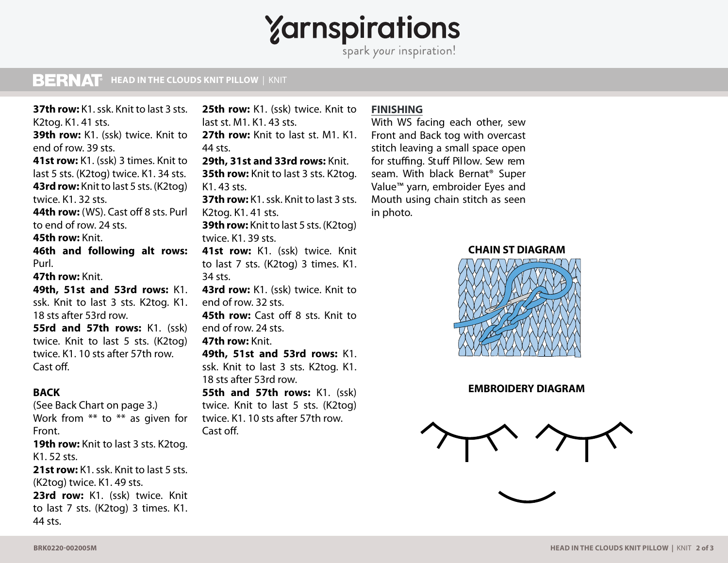**37th row:** K1. ssk. Knit to last 3 sts. K2tog. K1. 41 sts.

**39th row:** K1. (ssk) twice. Knit to end of row. 39 sts.

**41st row:** K1. (ssk) 3 times. Knit to last 5 sts. (K2tog) twice. K1. 34 sts.

**43rd row:** Knit to last 5 sts. (K2tog) twice. K1. 32 sts.

**44th row:** (WS). Cast off 8 sts. Purl to end of row. 24 sts.

**45th row:** Knit.

**46th and following alt rows:** Purl.

**47th row:** Knit.

**49th, 51st and 53rd rows:** K1. ssk. Knit to last 3 sts. K2tog. K1. 18 sts after 53rd row.

**55rd and 57th rows:** K1. (ssk) twice. Knit to last 5 sts. (K2tog) twice. K1. 10 sts after 57th row. Cast off.

## BACK

(See Back Chart on page 3.)

Work from ** to ** as given for Front.

**19th row:** Knit to last 3 sts. K2tog. K1. 52 sts.

**21st row:** K1. ssk. Knit to last 5 sts. (K2tog) twice. K1. 49 sts.

**23rd row:** K1. (ssk) twice. Knit to last 7 sts. (K2tog) 3 times. K1. 44 sts.

**25th row:** K1. (ssk) twice. Knit to last st. M1. K1. 43 sts.

**27th row:** Knit to last st. M1. K1. 44 sts.

**29th, 31st and 33rd rows:** Knit.

**35th row:** Knit to last 3 sts. K2tog. K1. 43 sts.

**37th row:** K1. ssk. Knit to last 3 sts. K2tog. K1. 41 sts.

**39th row:** Knit to last 5 sts. (K2tog) twice. K1. 39 sts.

**41st row:** K1. (ssk) twice. Knit to last 7 sts. (K2tog) 3 times. K1. 34 sts.

**43rd row:** K1. (ssk) twice. Knit to end of row. 32 sts.

**45th row:** Cast off 8 sts. Knit to end of row. 24 sts.

**47th row:** Knit.

**49th, 51st and 53rd rows:** K1. ssk. Knit to last 3 sts. K2tog. K1. 18 sts after 53rd row.

**55th and 57th rows:** K1. (ssk) twice. Knit to last 5 sts. (K2tog) twice. K1. 10 sts after 57th row. Cast off.

## FINISHING

With WS facing each other, sew Front and Back tog with overcast stitch leaving a small space open for stuffing. Stuff Pillow. Sew rem seam. With black Bernat® Super Value™ yarn, embroider Eyes and Mouth using chain stitch as seen in photo.

**CHAIN ST DIAGRAM**

**EMBROIDERY DIAGRAM**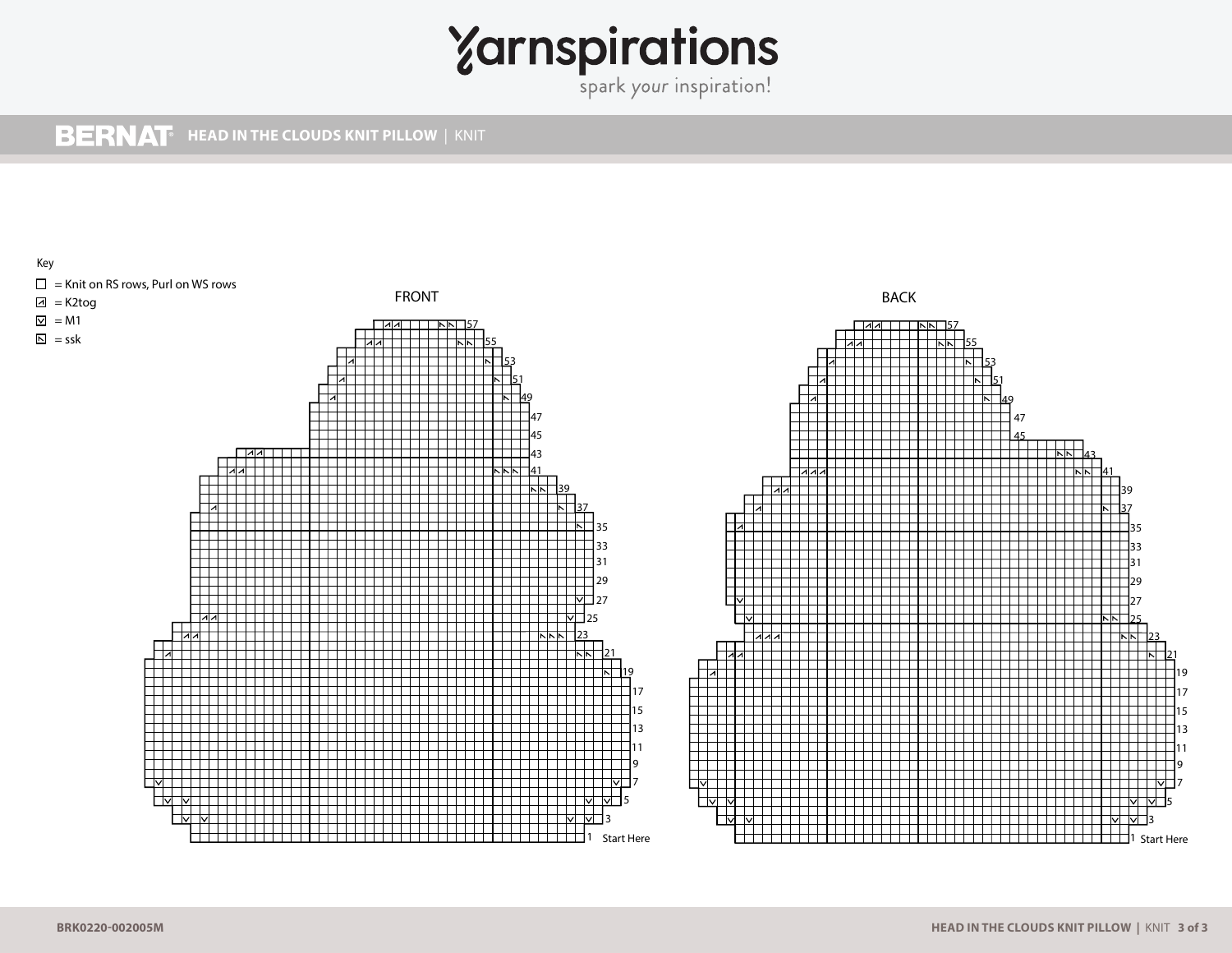Key

- ☐ = Knit on RS rows, Purl on WS rows
- ◿ = K2tog
- ☑ = M1
- ◹ = ssk

FRONT

57
55
53
51
49
47
45
43
41
39
37
35
33
31
29
27
25
23
21
19
17
15
13
11
9
7
5
3
1 Start Here

BACK

57
55
53
51
49
47
45
43
41
39
37
35
33
31
29
27
25
23
21
19
17
15
13
11
9
7
5
3
1 Start Here